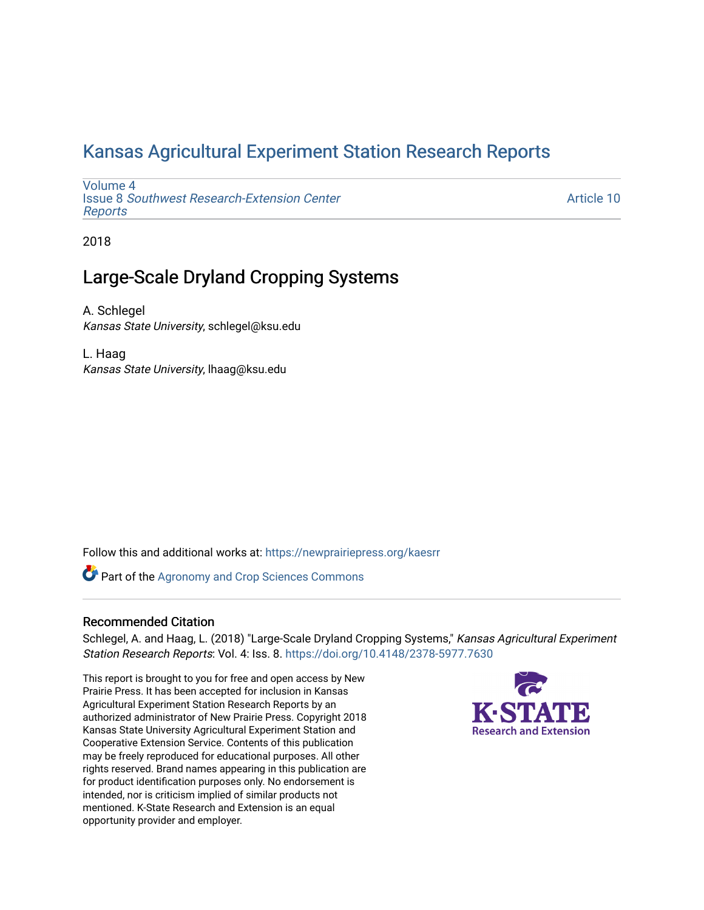# Kansas Agricultural Experiment Station Research Reports

Volume 4
Issue 8 *Southwest Research-Extension Center Reports*

Article 10

2018

## Large-Scale Dryland Cropping Systems

A. Schlegel
*Kansas State University*, schlegel@ksu.edu

L. Haag
*Kansas State University*, lhaag@ksu.edu

Follow this and additional works at: https://newprairiepress.org/kaesrr

Part of the Agronomy and Crop Sciences Commons

### Recommended Citation

Schlegel, A. and Haag, L. (2018) "Large-Scale Dryland Cropping Systems," *Kansas Agricultural Experiment Station Research Reports*: Vol. 4: Iss. 8. https://doi.org/10.4148/2378-5977.7630

This report is brought to you for free and open access by New Prairie Press. It has been accepted for inclusion in Kansas Agricultural Experiment Station Research Reports by an authorized administrator of New Prairie Press. Copyright 2018 Kansas State University Agricultural Experiment Station and Cooperative Extension Service. Contents of this publication may be freely reproduced for educational purposes. All other rights reserved. Brand names appearing in this publication are for product identification purposes only. No endorsement is intended, nor is criticism implied of similar products not mentioned. K-State Research and Extension is an equal opportunity provider and employer.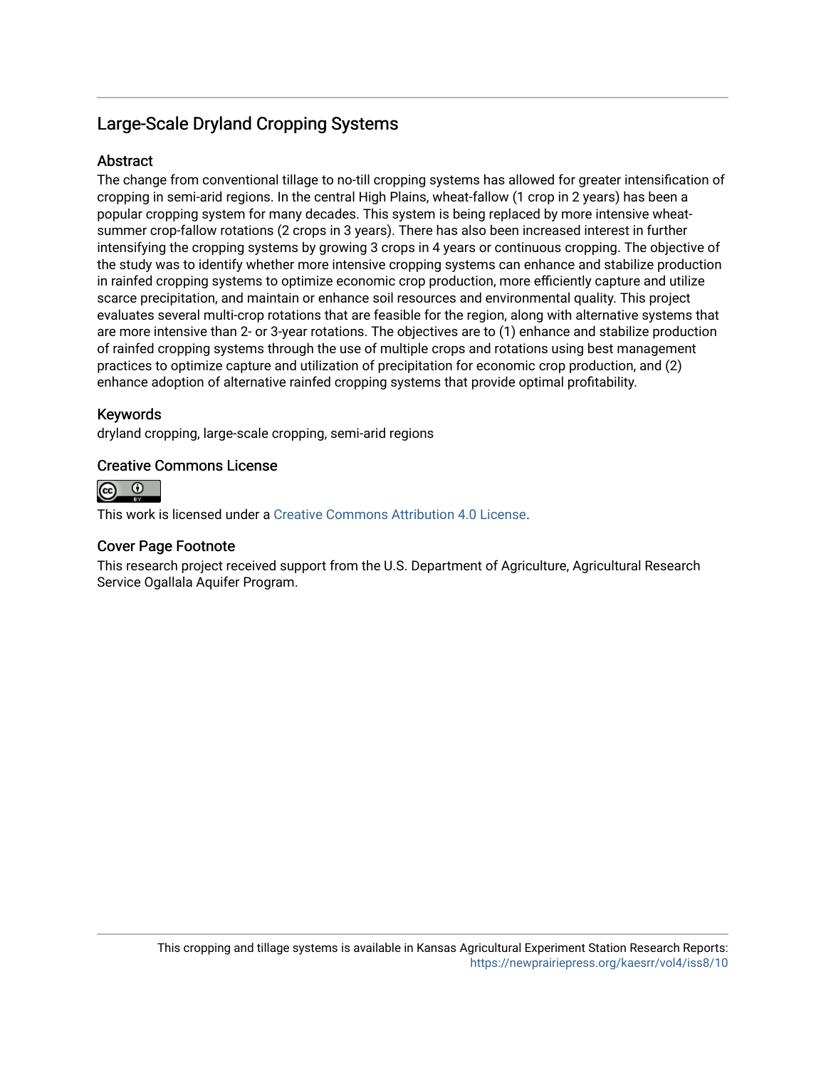## Large-Scale Dryland Cropping Systems

### Abstract

The change from conventional tillage to no-till cropping systems has allowed for greater intensification of cropping in semi-arid regions. In the central High Plains, wheat-fallow (1 crop in 2 years) has been a popular cropping system for many decades. This system is being replaced by more intensive wheat-summer crop-fallow rotations (2 crops in 3 years). There has also been increased interest in further intensifying the cropping systems by growing 3 crops in 4 years or continuous cropping. The objective of the study was to identify whether more intensive cropping systems can enhance and stabilize production in rainfed cropping systems to optimize economic crop production, more efficiently capture and utilize scarce precipitation, and maintain or enhance soil resources and environmental quality. This project evaluates several multi-crop rotations that are feasible for the region, along with alternative systems that are more intensive than 2- or 3-year rotations. The objectives are to (1) enhance and stabilize production of rainfed cropping systems through the use of multiple crops and rotations using best management practices to optimize capture and utilization of precipitation for economic crop production, and (2) enhance adoption of alternative rainfed cropping systems that provide optimal profitability.

### Keywords

dryland cropping, large-scale cropping, semi-arid regions

### Creative Commons License

This work is licensed under a Creative Commons Attribution 4.0 License.

### Cover Page Footnote

This research project received support from the U.S. Department of Agriculture, Agricultural Research Service Ogallala Aquifer Program.

This cropping and tillage systems is available in Kansas Agricultural Experiment Station Research Reports: https://newprairiepress.org/kaesrr/vol4/iss8/10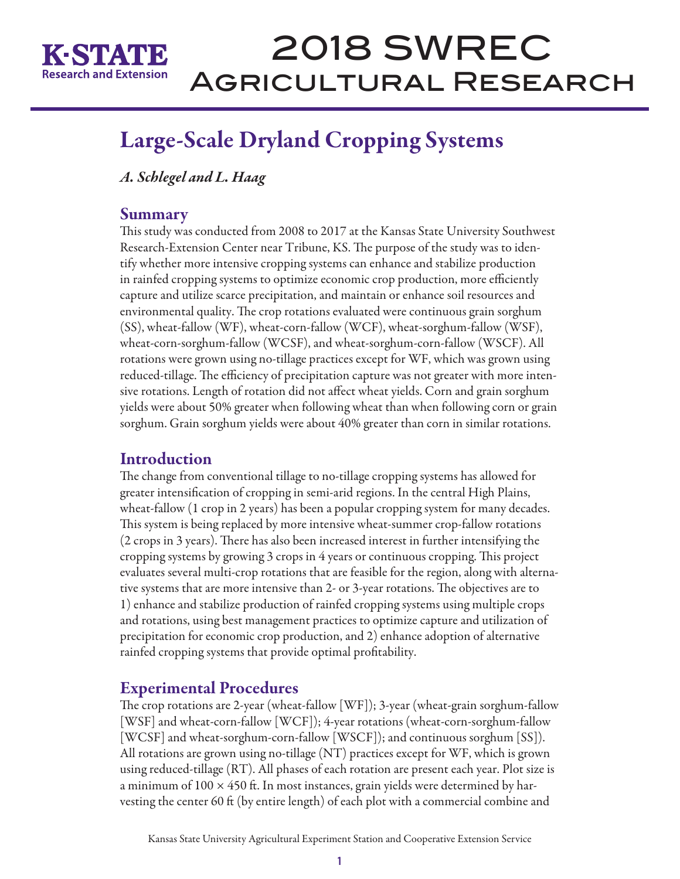# Large-Scale Dryland Cropping Systems

*A. Schlegel and L. Haag*

## Summary

This study was conducted from 2008 to 2017 at the Kansas State University Southwest Research-Extension Center near Tribune, KS. The purpose of the study was to identify whether more intensive cropping systems can enhance and stabilize production in rainfed cropping systems to optimize economic crop production, more efficiently capture and utilize scarce precipitation, and maintain or enhance soil resources and environmental quality. The crop rotations evaluated were continuous grain sorghum (SS), wheat-fallow (WF), wheat-corn-fallow (WCF), wheat-sorghum-fallow (WSF), wheat-corn-sorghum-fallow (WCSF), and wheat-sorghum-corn-fallow (WSCF). All rotations were grown using no-tillage practices except for WF, which was grown using reduced-tillage. The efficiency of precipitation capture was not greater with more intensive rotations. Length of rotation did not affect wheat yields. Corn and grain sorghum yields were about 50% greater when following wheat than when following corn or grain sorghum. Grain sorghum yields were about 40% greater than corn in similar rotations.

## Introduction

The change from conventional tillage to no-tillage cropping systems has allowed for greater intensification of cropping in semi-arid regions. In the central High Plains, wheat-fallow (1 crop in 2 years) has been a popular cropping system for many decades. This system is being replaced by more intensive wheat-summer crop-fallow rotations (2 crops in 3 years). There has also been increased interest in further intensifying the cropping systems by growing 3 crops in 4 years or continuous cropping. This project evaluates several multi-crop rotations that are feasible for the region, along with alternative systems that are more intensive than 2- or 3-year rotations. The objectives are to 1) enhance and stabilize production of rainfed cropping systems using multiple crops and rotations, using best management practices to optimize capture and utilization of precipitation for economic crop production, and 2) enhance adoption of alternative rainfed cropping systems that provide optimal profitability.

## Experimental Procedures

The crop rotations are 2-year (wheat-fallow [WF]); 3-year (wheat-grain sorghum-fallow [WSF] and wheat-corn-fallow [WCF]); 4-year rotations (wheat-corn-sorghum-fallow [WCSF] and wheat-sorghum-corn-fallow [WSCF]); and continuous sorghum [SS]). All rotations are grown using no-tillage (NT) practices except for WF, which is grown using reduced-tillage (RT). All phases of each rotation are present each year. Plot size is a minimum of 100 × 450 ft. In most instances, grain yields were determined by harvesting the center 60 ft (by entire length) of each plot with a commercial combine and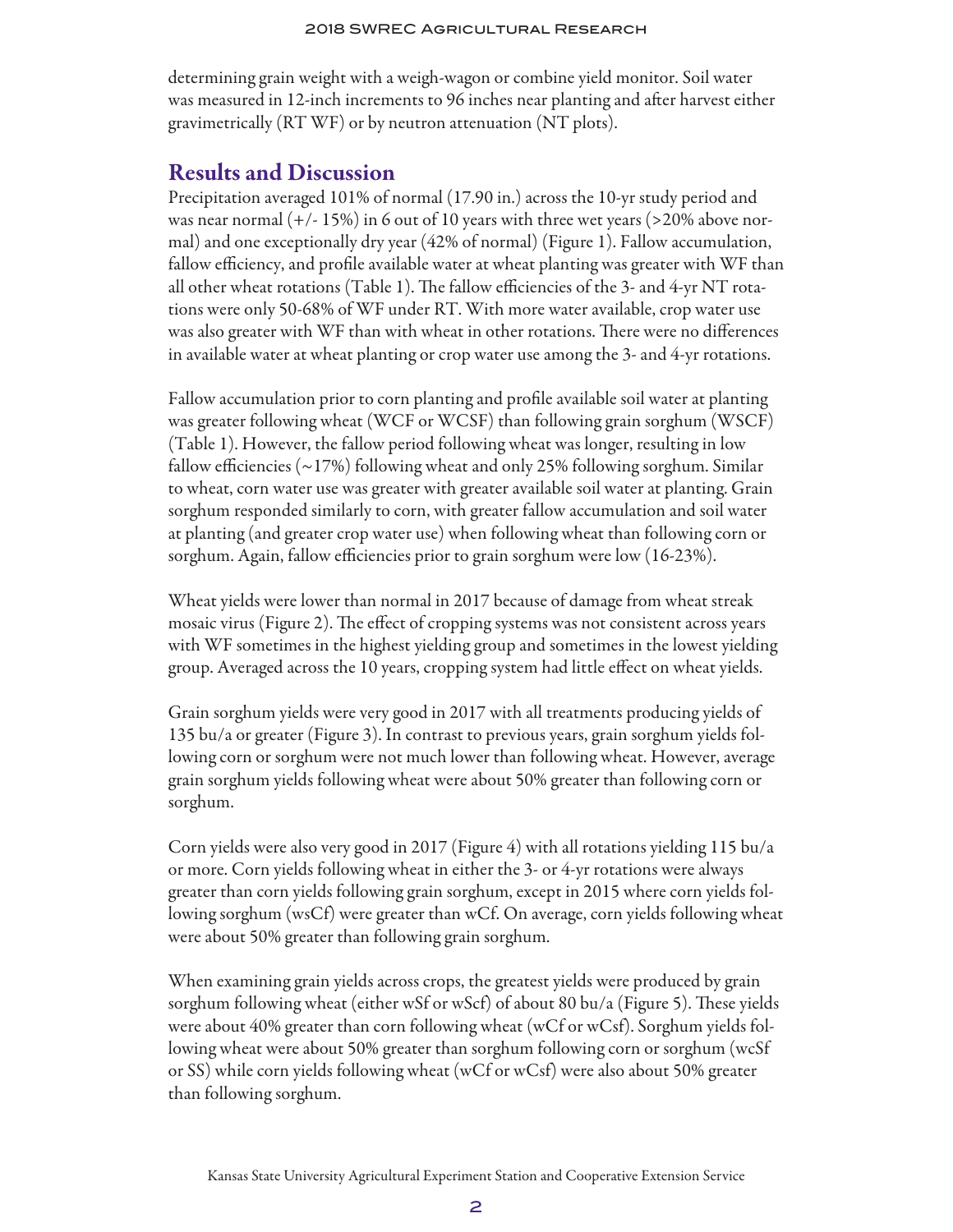determining grain weight with a weigh-wagon or combine yield monitor. Soil water was measured in 12-inch increments to 96 inches near planting and after harvest either gravimetrically (RT WF) or by neutron attenuation (NT plots).

## Results and Discussion

Precipitation averaged 101% of normal (17.90 in.) across the 10-yr study period and was near normal (+/- 15%) in 6 out of 10 years with three wet years (>20% above normal) and one exceptionally dry year (42% of normal) (Figure 1). Fallow accumulation, fallow efficiency, and profile available water at wheat planting was greater with WF than all other wheat rotations (Table 1). The fallow efficiencies of the 3- and 4-yr NT rotations were only 50-68% of WF under RT. With more water available, crop water use was also greater with WF than with wheat in other rotations. There were no differences in available water at wheat planting or crop water use among the 3- and 4-yr rotations.

Fallow accumulation prior to corn planting and profile available soil water at planting was greater following wheat (WCF or WCSF) than following grain sorghum (WSCF) (Table 1). However, the fallow period following wheat was longer, resulting in low fallow efficiencies (~17%) following wheat and only 25% following sorghum. Similar to wheat, corn water use was greater with greater available soil water at planting. Grain sorghum responded similarly to corn, with greater fallow accumulation and soil water at planting (and greater crop water use) when following wheat than following corn or sorghum. Again, fallow efficiencies prior to grain sorghum were low (16-23%).

Wheat yields were lower than normal in 2017 because of damage from wheat streak mosaic virus (Figure 2). The effect of cropping systems was not consistent across years with WF sometimes in the highest yielding group and sometimes in the lowest yielding group. Averaged across the 10 years, cropping system had little effect on wheat yields.

Grain sorghum yields were very good in 2017 with all treatments producing yields of 135 bu/a or greater (Figure 3). In contrast to previous years, grain sorghum yields following corn or sorghum were not much lower than following wheat. However, average grain sorghum yields following wheat were about 50% greater than following corn or sorghum.

Corn yields were also very good in 2017 (Figure 4) with all rotations yielding 115 bu/a or more. Corn yields following wheat in either the 3- or 4-yr rotations were always greater than corn yields following grain sorghum, except in 2015 where corn yields following sorghum (wsCf) were greater than wCf. On average, corn yields following wheat were about 50% greater than following grain sorghum.

When examining grain yields across crops, the greatest yields were produced by grain sorghum following wheat (either wSf or wScf) of about 80 bu/a (Figure 5). These yields were about 40% greater than corn following wheat (wCf or wCsf). Sorghum yields following wheat were about 50% greater than sorghum following corn or sorghum (wcSf or SS) while corn yields following wheat (wCf or wCsf) were also about 50% greater than following sorghum.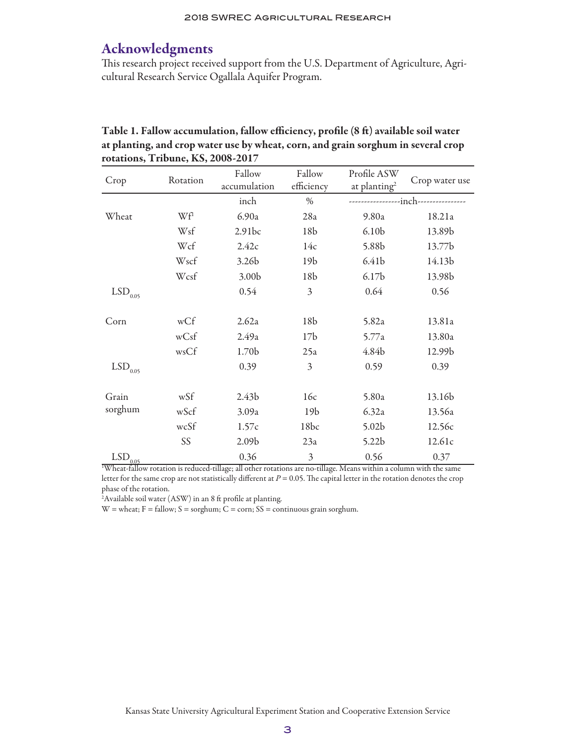## Acknowledgments

This research project received support from the U.S. Department of Agriculture, Agricultural Research Service Ogallala Aquifer Program.

**Table 1. Fallow accumulation, fallow efficiency, profile (8 ft) available soil water at planting, and crop water use by wheat, corn, and grain sorghum in several crop rotations, Tribune, KS, 2008-2017**

| Crop | Rotation | Fallow accumulation | Fallow efficiency | Profile ASW at planting[2] | Crop water use |
|---|---|---|---|---|---|
| | | inch | % | ----------------inch---------------- | |
| Wheat | Wf[1] | 6.90a | 28a | 9.80a | 18.21a |
| | Wsf | 2.91bc | 18b | 6.10b | 13.89b |
| | Wcf | 2.42c | 14c | 5.88b | 13.77b |
| | Wscf | 3.26b | 19b | 6.41b | 14.13b |
| | Wcsf | 3.00b | 18b | 6.17b | 13.98b |
| $LSD_{0.05}$ | | 0.54 | 3 | 0.64 | 0.56 |
| Corn | wCf | 2.62a | 18b | 5.82a | 13.81a |
| | wCsf | 2.49a | 17b | 5.77a | 13.80a |
| | wsCf | 1.70b | 25a | 4.84b | 12.99b |
| $LSD_{0.05}$ | | 0.39 | 3 | 0.59 | 0.39 |
| Grain sorghum | wSf | 2.43b | 16c | 5.80a | 13.16b |
| | wScf | 3.09a | 19b | 6.32a | 13.56a |
| | wcSf | 1.57c | 18bc | 5.02b | 12.56c |
| | SS | 2.09b | 23a | 5.22b | 12.61c |
| $LSD_{0.05}$ | | 0.36 | 3 | 0.56 | 0.37 |

[1]Wheat-fallow rotation is reduced-tillage; all other rotations are no-tillage. Means within a column with the same letter for the same crop are not statistically different at $P = 0.05$. The capital letter in the rotation denotes the crop phase of the rotation.

[2]Available soil water (ASW) in an 8 ft profile at planting.

W = wheat; F = fallow; S = sorghum; C = corn; SS = continuous grain sorghum.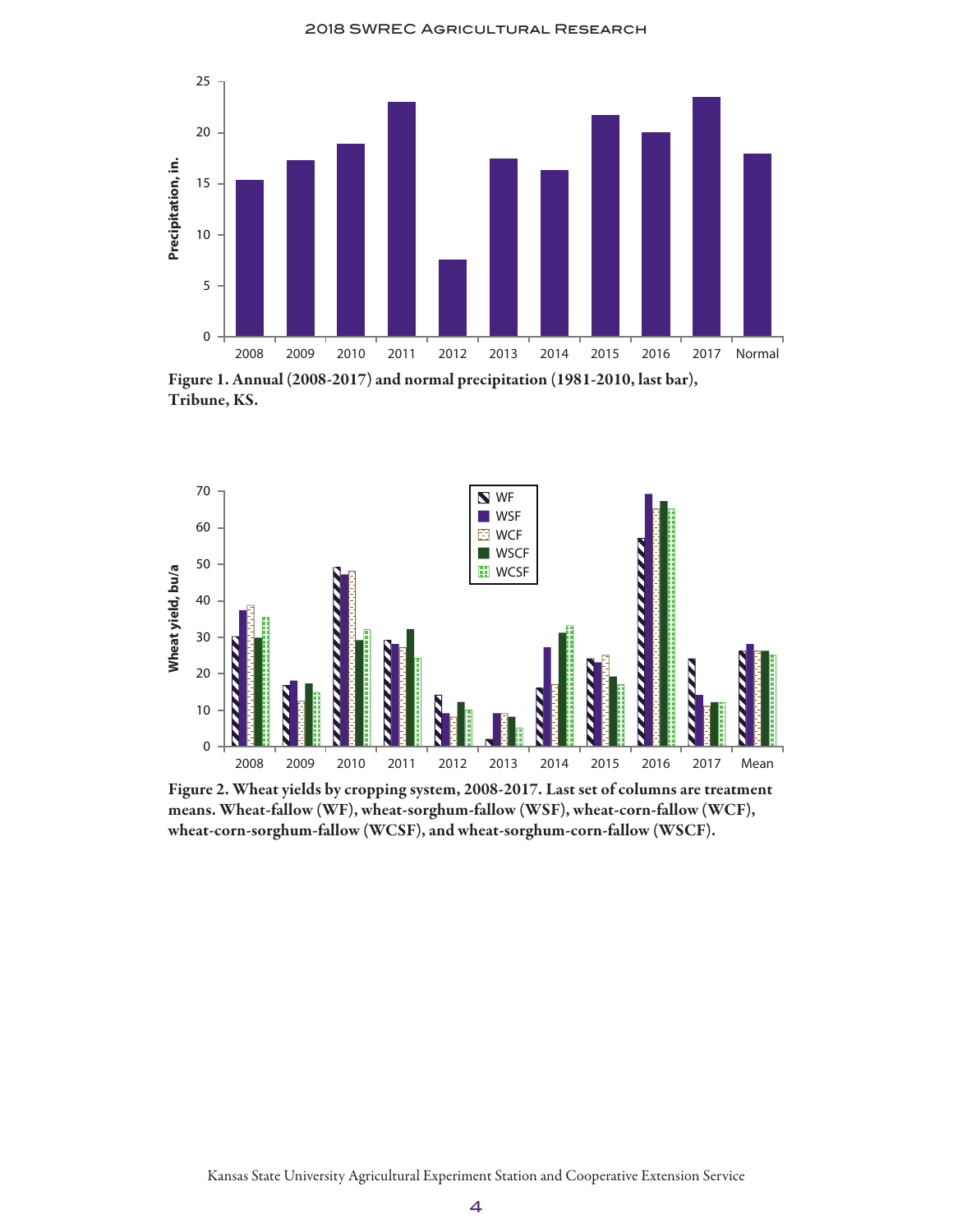25
20
15
10
5
0
Precipitation, in.
2008 2009 2010 2011 2012 2013 2014 2015 2016 2017 Normal

**Figure 1. Annual (2008-2017) and normal precipitation (1981-2010, last bar), Tribune, KS.**

70
60
50
40
30
20
10
0
Wheat yield, bu/a
WF
WSF
WCF
WSCF
WCSF
2008 2009 2010 2011 2012 2013 2014 2015 2016 2017 Mean

**Figure 2. Wheat yields by cropping system, 2008-2017. Last set of columns are treatment means. Wheat-fallow (WF), wheat-sorghum-fallow (WSF), wheat-corn-fallow (WCF), wheat-corn-sorghum-fallow (WCSF), and wheat-sorghum-corn-fallow (WSCF).**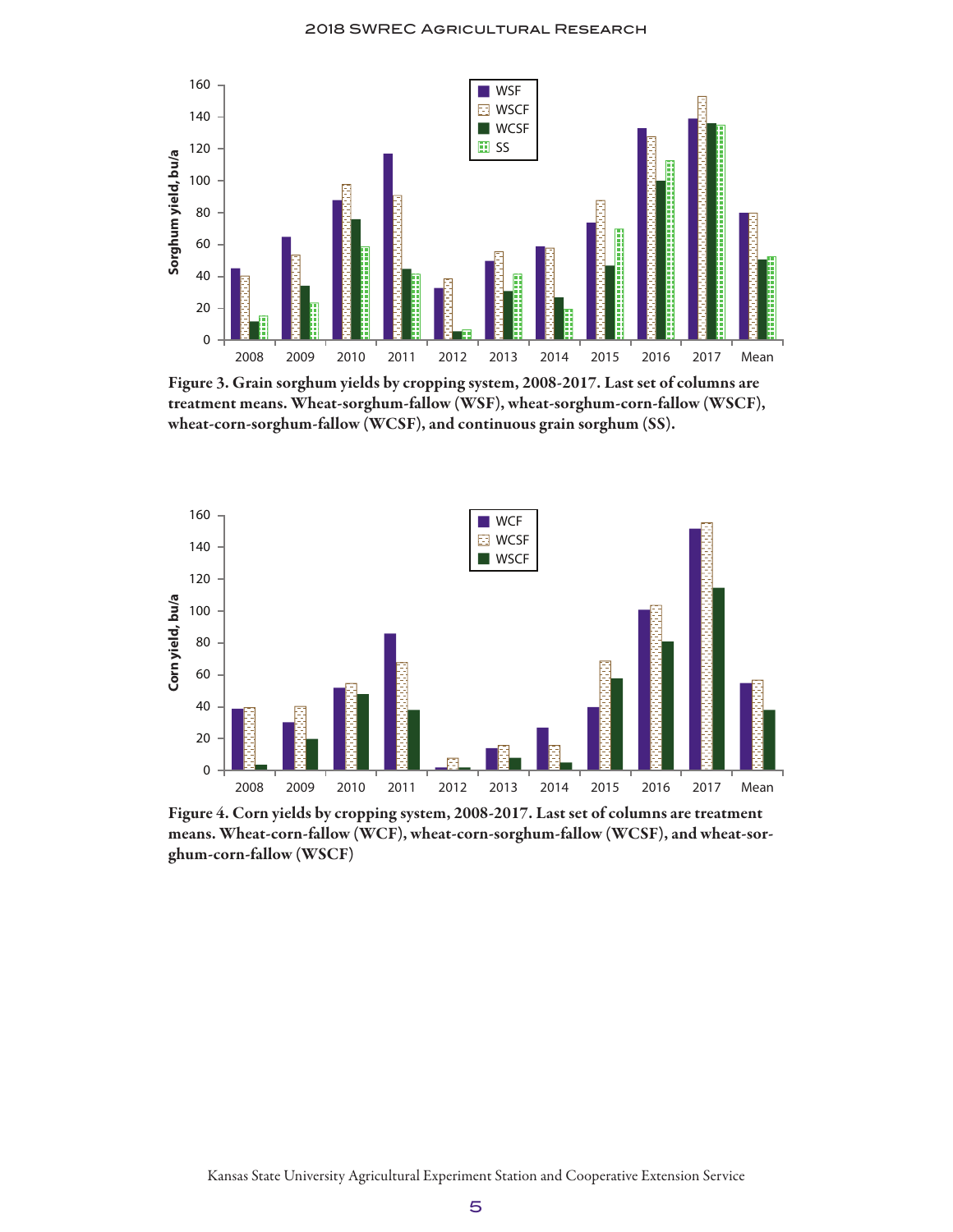Figure 3. Grain sorghum yields by cropping system, 2008-2017. Last set of columns are treatment means. Wheat-sorghum-fallow (WSF), wheat-sorghum-corn-fallow (WSCF), wheat-corn-sorghum-fallow (WCSF), and continuous grain sorghum (SS).

Figure 4. Corn yields by cropping system, 2008-2017. Last set of columns are treatment means. Wheat-corn-fallow (WCF), wheat-corn-sorghum-fallow (WCSF), and wheat-sorghum-corn-fallow (WSCF)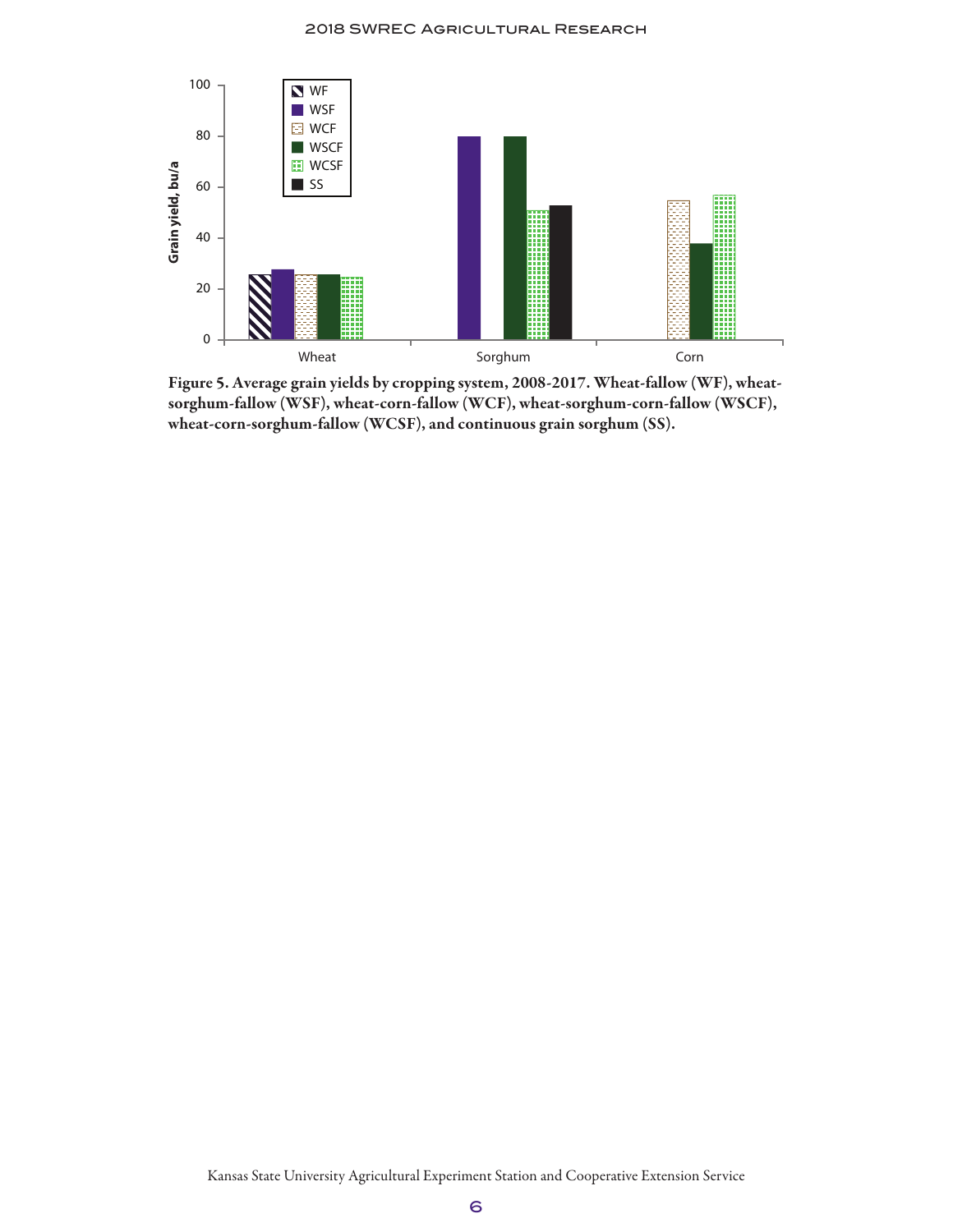100
80
60
40
20
0

Grain yield, bu/a

WF
WSF
WCF
WSCF
WCSF
SS

Wheat
Sorghum
Corn

**Figure 5. Average grain yields by cropping system, 2008-2017. Wheat-fallow (WF), wheat-sorghum-fallow (WSF), wheat-corn-fallow (WCF), wheat-sorghum-corn-fallow (WSCF), wheat-corn-sorghum-fallow (WCSF), and continuous grain sorghum (SS).**